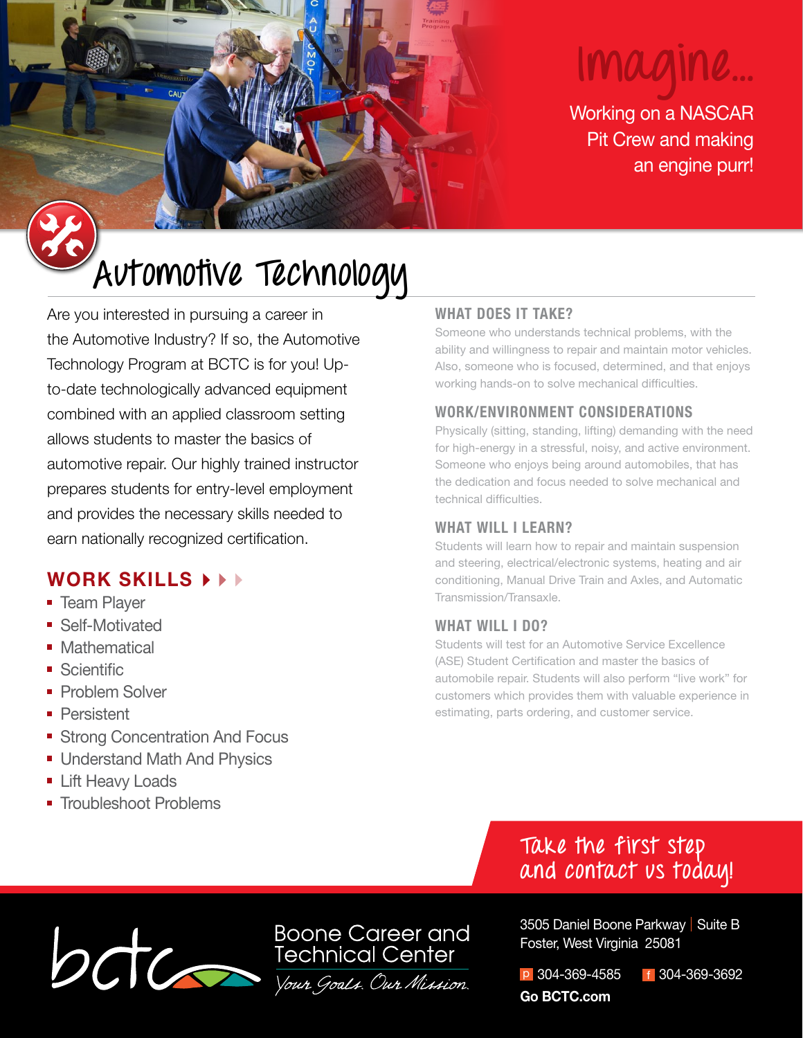# Imagine...

Working on a NASCAR Pit Crew and making an engine purr!

# Automotive Technology

Are you interested in pursuing a career in the Automotive Industry? If so, the Automotive Technology Program at BCTC is for you! Up-to-date technologically advanced equipment combined with an applied classroom setting allows students to master the basics of automotive repair. Our highly trained instructor prepares students for entry-level employment and provides the necessary skills needed to earn nationally recognized certification.

## WORK SKILLS

- Team Player
- Self-Motivated
- Mathematical
- Scientific
- Problem Solver
- Persistent
- Strong Concentration And Focus
- Understand Math And Physics
- Lift Heavy Loads
- Troubleshoot Problems

### WHAT DOES IT TAKE?

Someone who understands technical problems, with the ability and willingness to repair and maintain motor vehicles. Also, someone who is focused, determined, and that enjoys working hands-on to solve mechanical difficulties.

### WORK/ENVIRONMENT CONSIDERATIONS

Physically (sitting, standing, lifting) demanding with the need for high-energy in a stressful, noisy, and active environment. Someone who enjoys being around automobiles, that has the dedication and focus needed to solve mechanical and technical difficulties.

### WHAT WILL I LEARN?

Students will learn how to repair and maintain suspension and steering, electrical/electronic systems, heating and air conditioning, Manual Drive Train and Axles, and Automatic Transmission/Transaxle.

### WHAT WILL I DO?

Students will test for an Automotive Service Excellence (ASE) Student Certification and master the basics of automobile repair. Students will also perform "live work" for customers which provides them with valuable experience in estimating, parts ordering, and customer service.

Take the first step and contact us today!

**Boone Career and Technical Center**

*Your Goals. Our Mission.*

3505 Daniel Boone Parkway | Suite B
Foster, West Virginia 25081

p 304-369-4585 f 304-369-3692

**Go BCTC.com**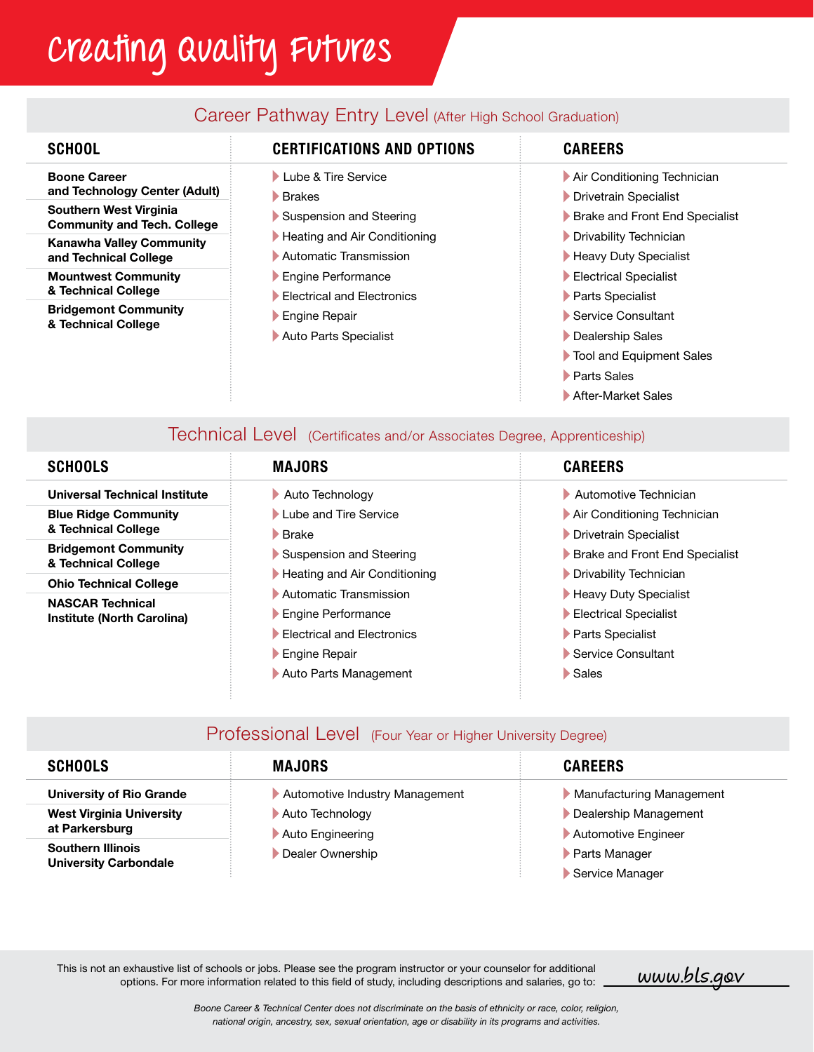# Creating Quality Futures

## Career Pathway Entry Level (After High School Graduation)

| SCHOOL | CERTIFICATIONS AND OPTIONS | CAREERS |
|---|---|---|
| **Boone Career and Technology Center (Adult)** | Lube & Tire Service | Air Conditioning Technician |
| **Southern West Virginia Community and Tech. College** | Brakes | Drivetrain Specialist |
| **Kanawha Valley Community and Technical College** | Suspension and Steering | Brake and Front End Specialist |
| **Mountwest Community & Technical College** | Heating and Air Conditioning | Drivability Technician |
| **Bridgemont Community & Technical College** | Automatic Transmission | Heavy Duty Specialist |
| | Engine Performance | Electrical Specialist |
| | Electrical and Electronics | Parts Specialist |
| | Engine Repair | Service Consultant |
| | Auto Parts Specialist | Dealership Sales |
| | | Tool and Equipment Sales |
| | | Parts Sales |
| | | After-Market Sales |

## Technical Level (Certificates and/or Associates Degree, Apprenticeship)

| SCHOOLS | MAJORS | CAREERS |
|---|---|---|
| **Universal Technical Institute** | Auto Technology | Automotive Technician |
| **Blue Ridge Community & Technical College** | Lube and Tire Service | Air Conditioning Technician |
| **Bridgemont Community & Technical College** | Brake | Drivetrain Specialist |
| **Ohio Technical College** | Suspension and Steering | Brake and Front End Specialist |
| **NASCAR Technical Institute (North Carolina)** | Heating and Air Conditioning | Drivability Technician |
| | Automatic Transmission | Heavy Duty Specialist |
| | Engine Performance | Electrical Specialist |
| | Electrical and Electronics | Parts Specialist |
| | Engine Repair | Service Consultant |
| | Auto Parts Management | Sales |

## Professional Level (Four Year or Higher University Degree)

| SCHOOLS | MAJORS | CAREERS |
|---|---|---|
| **University of Rio Grande** | Automotive Industry Management | Manufacturing Management |
| **West Virginia University at Parkersburg** | Auto Technology | Dealership Management |
| **Southern Illinois University Carbondale** | Auto Engineering | Automotive Engineer |
| | Dealer Ownership | Parts Manager |
| | | Service Manager |

This is not an exhaustive list of schools or jobs. Please see the program instructor or your counselor for additional options. For more information related to this field of study, including descriptions and salaries, go to: www.bls.gov

*Boone Career & Technical Center does not discriminate on the basis of ethnicity or race, color, religion, national origin, ancestry, sex, sexual orientation, age or disability in its programs and activities.*